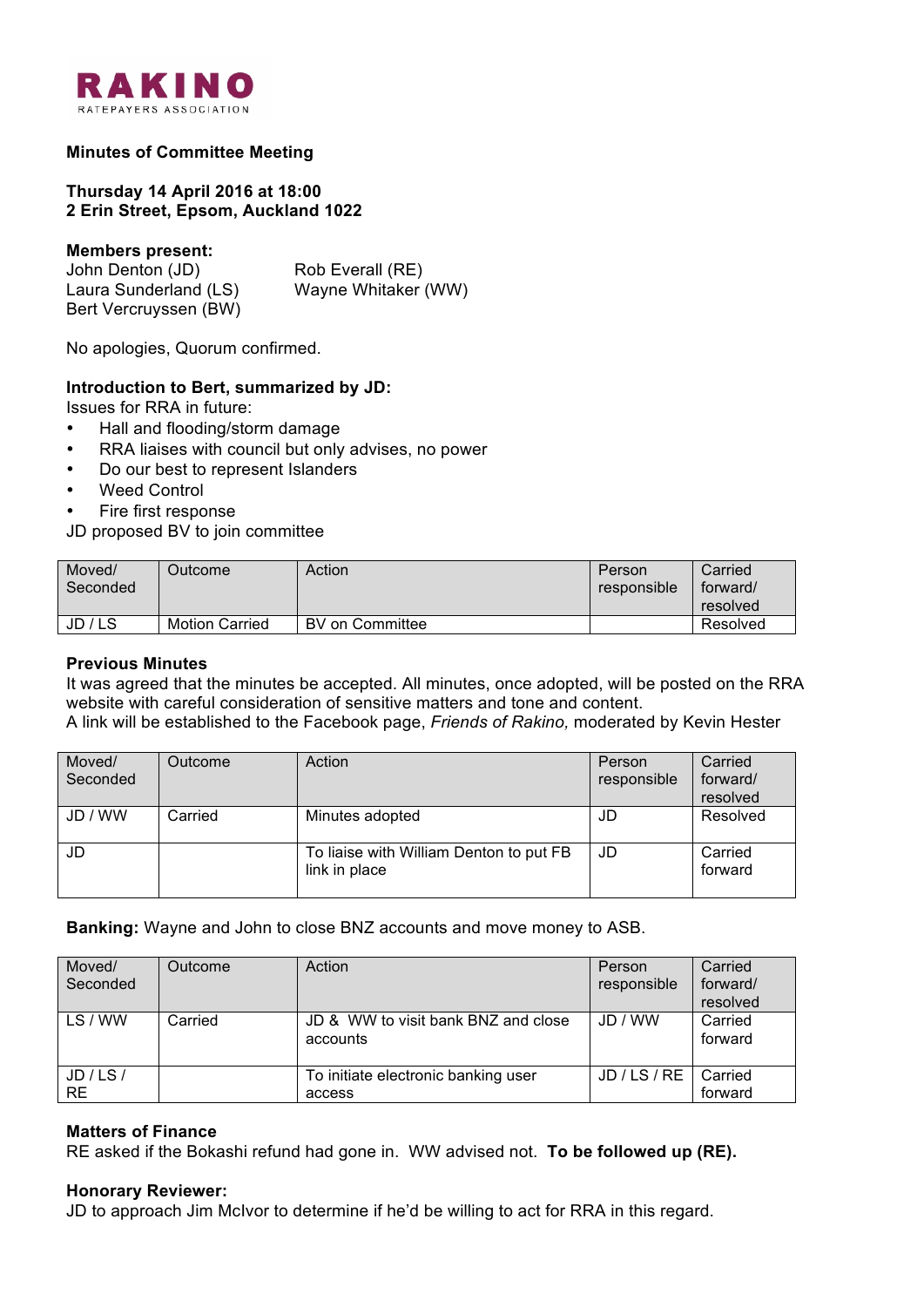**RAKINO**
RATEPAYERS ASSOCIATION

**Minutes of Committee Meeting**

**Thursday 14 April 2016 at 18:00**
**2 Erin Street, Epsom, Auckland 1022**

**Members present:**
John Denton (JD)
Laura Sunderland (LS)
Bert Vercruyssen (BW)
Rob Everall (RE)
Wayne Whitaker (WW)

No apologies, Quorum confirmed.

**Introduction to Bert, summarized by JD:**
Issues for RRA in future:

- Hall and flooding/storm damage
- RRA liaises with council but only advises, no power
- Do our best to represent Islanders
- Weed Control
- Fire first response

JD proposed BV to join committee

| Moved/ Seconded | Outcome | Action | Person responsible | Carried forward/ resolved |
|---|---|---|---|---|
| JD / LS | Motion Carried | BV on Committee | | Resolved |

**Previous Minutes**
It was agreed that the minutes be accepted. All minutes, once adopted, will be posted on the RRA website with careful consideration of sensitive matters and tone and content.
A link will be established to the Facebook page, *Friends of Rakino,* moderated by Kevin Hester

| Moved/ Seconded | Outcome | Action | Person responsible | Carried forward/ resolved |
|---|---|---|---|---|
| JD / WW | Carried | Minutes adopted | JD | Resolved |
| JD | | To liaise with William Denton to put FB link in place | JD | Carried forward |

**Banking:** Wayne and John to close BNZ accounts and move money to ASB.

| Moved/ Seconded | Outcome | Action | Person responsible | Carried forward/ resolved |
|---|---|---|---|---|
| LS / WW | Carried | JD & WW to visit bank BNZ and close accounts | JD / WW | Carried forward |
| JD / LS / RE | | To initiate electronic banking user access | JD / LS / RE | Carried forward |

**Matters of Finance**
RE asked if the Bokashi refund had gone in. WW advised not. **To be followed up (RE).**

**Honorary Reviewer:**
JD to approach Jim McIvor to determine if he'd be willing to act for RRA in this regard.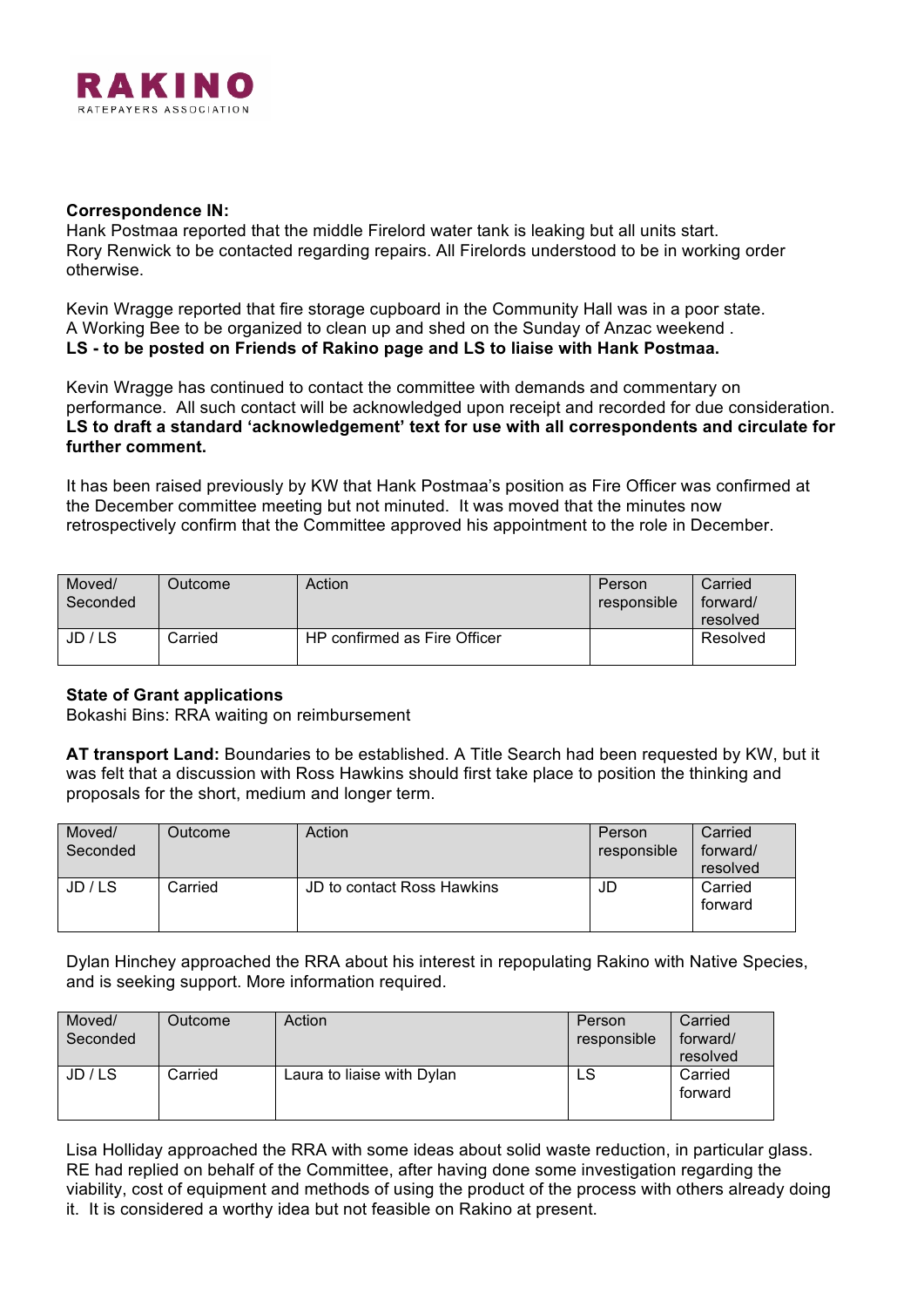**Correspondence IN:**
Hank Postmaa reported that the middle Firelord water tank is leaking but all units start.
Rory Renwick to be contacted regarding repairs. All Firelords understood to be in working order otherwise.

Kevin Wragge reported that fire storage cupboard in the Community Hall was in a poor state.
A Working Bee to be organized to clean up and shed on the Sunday of Anzac weekend .
**LS - to be posted on Friends of Rakino page and LS to liaise with Hank Postmaa.**

Kevin Wragge has continued to contact the committee with demands and commentary on performance. All such contact will be acknowledged upon receipt and recorded for due consideration.
**LS to draft a standard 'acknowledgement' text for use with all correspondents and circulate for further comment.**

It has been raised previously by KW that Hank Postmaa's position as Fire Officer was confirmed at the December committee meeting but not minuted. It was moved that the minutes now retrospectively confirm that the Committee approved his appointment to the role in December.

| Moved/ Seconded | Outcome | Action | Person responsible | Carried forward/ resolved |
|---|---|---|---|---|
| JD / LS | Carried | HP confirmed as Fire Officer | | Resolved |

**State of Grant applications**
Bokashi Bins: RRA waiting on reimbursement

**AT transport Land:** Boundaries to be established. A Title Search had been requested by KW, but it was felt that a discussion with Ross Hawkins should first take place to position the thinking and proposals for the short, medium and longer term.

| Moved/ Seconded | Outcome | Action | Person responsible | Carried forward/ resolved |
|---|---|---|---|---|
| JD / LS | Carried | JD to contact Ross Hawkins | JD | Carried forward |

Dylan Hinchey approached the RRA about his interest in repopulating Rakino with Native Species, and is seeking support. More information required.

| Moved/ Seconded | Outcome | Action | Person responsible | Carried forward/ resolved |
|---|---|---|---|---|
| JD / LS | Carried | Laura to liaise with Dylan | LS | Carried forward |

Lisa Holliday approached the RRA with some ideas about solid waste reduction, in particular glass. RE had replied on behalf of the Committee, after having done some investigation regarding the viability, cost of equipment and methods of using the product of the process with others already doing it. It is considered a worthy idea but not feasible on Rakino at present.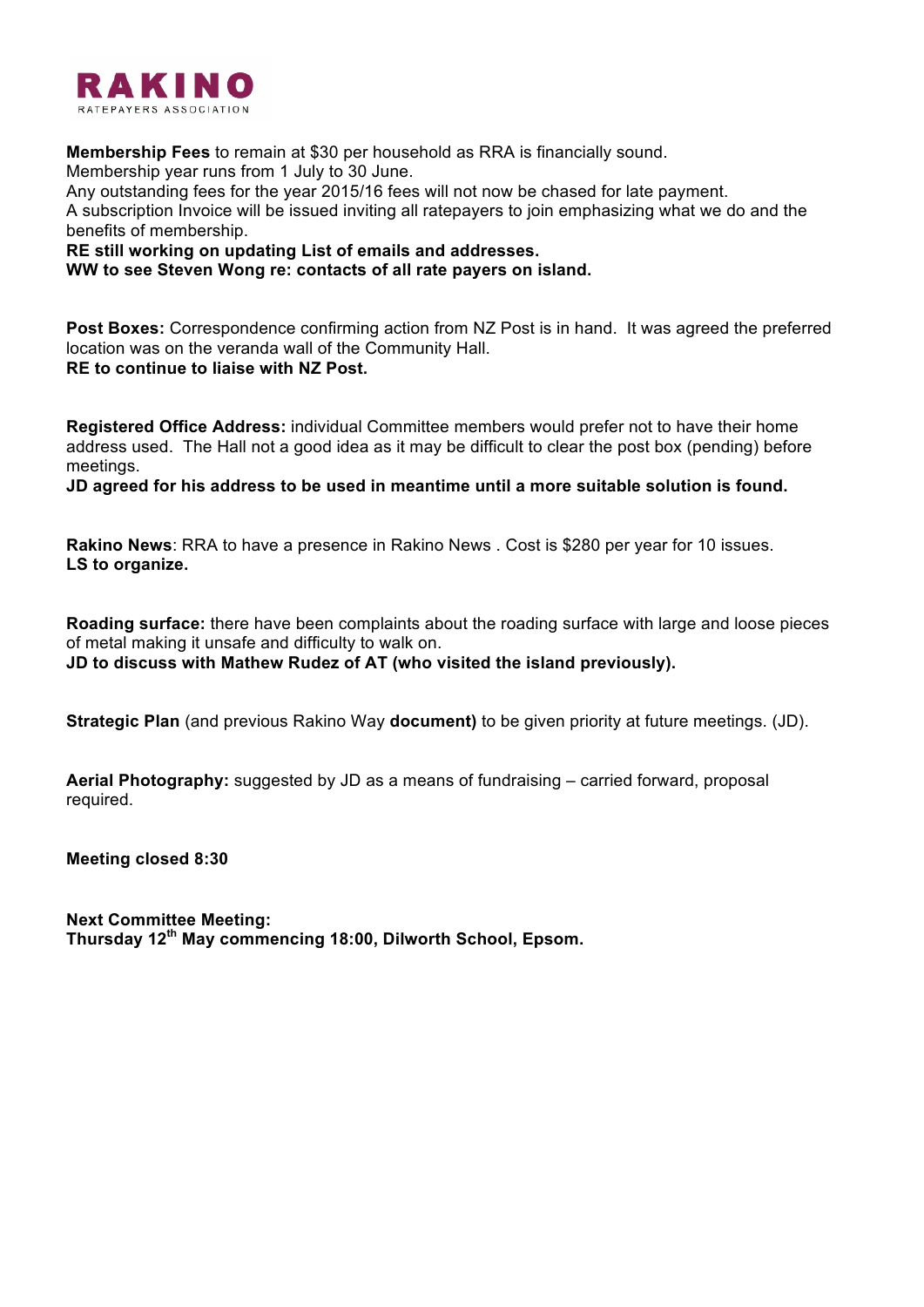**RAKINO**
RATEPAYERS ASSOCIATION

**Membership Fees** to remain at $30 per household as RRA is financially sound.
Membership year runs from 1 July to 30 June.
Any outstanding fees for the year 2015/16 fees will not now be chased for late payment.
A subscription Invoice will be issued inviting all ratepayers to join emphasizing what we do and the benefits of membership.
**RE still working on updating List of emails and addresses.**
**WW to see Steven Wong re: contacts of all rate payers on island.**

**Post Boxes:** Correspondence confirming action from NZ Post is in hand. It was agreed the preferred location was on the veranda wall of the Community Hall.
**RE to continue to liaise with NZ Post.**

**Registered Office Address:** individual Committee members would prefer not to have their home address used. The Hall not a good idea as it may be difficult to clear the post box (pending) before meetings.
**JD agreed for his address to be used in meantime until a more suitable solution is found.**

**Rakino News**: RRA to have a presence in Rakino News . Cost is $280 per year for 10 issues.
**LS to organize.**

**Roading surface:** there have been complaints about the roading surface with large and loose pieces of metal making it unsafe and difficulty to walk on.
**JD to discuss with Mathew Rudez of AT (who visited the island previously).**

**Strategic Plan** (and previous Rakino Way **document)** to be given priority at future meetings. (JD).

**Aerial Photography:** suggested by JD as a means of fundraising – carried forward, proposal required.

**Meeting closed 8:30**

**Next Committee Meeting:**
**Thursday 12th May commencing 18:00, Dilworth School, Epsom.**